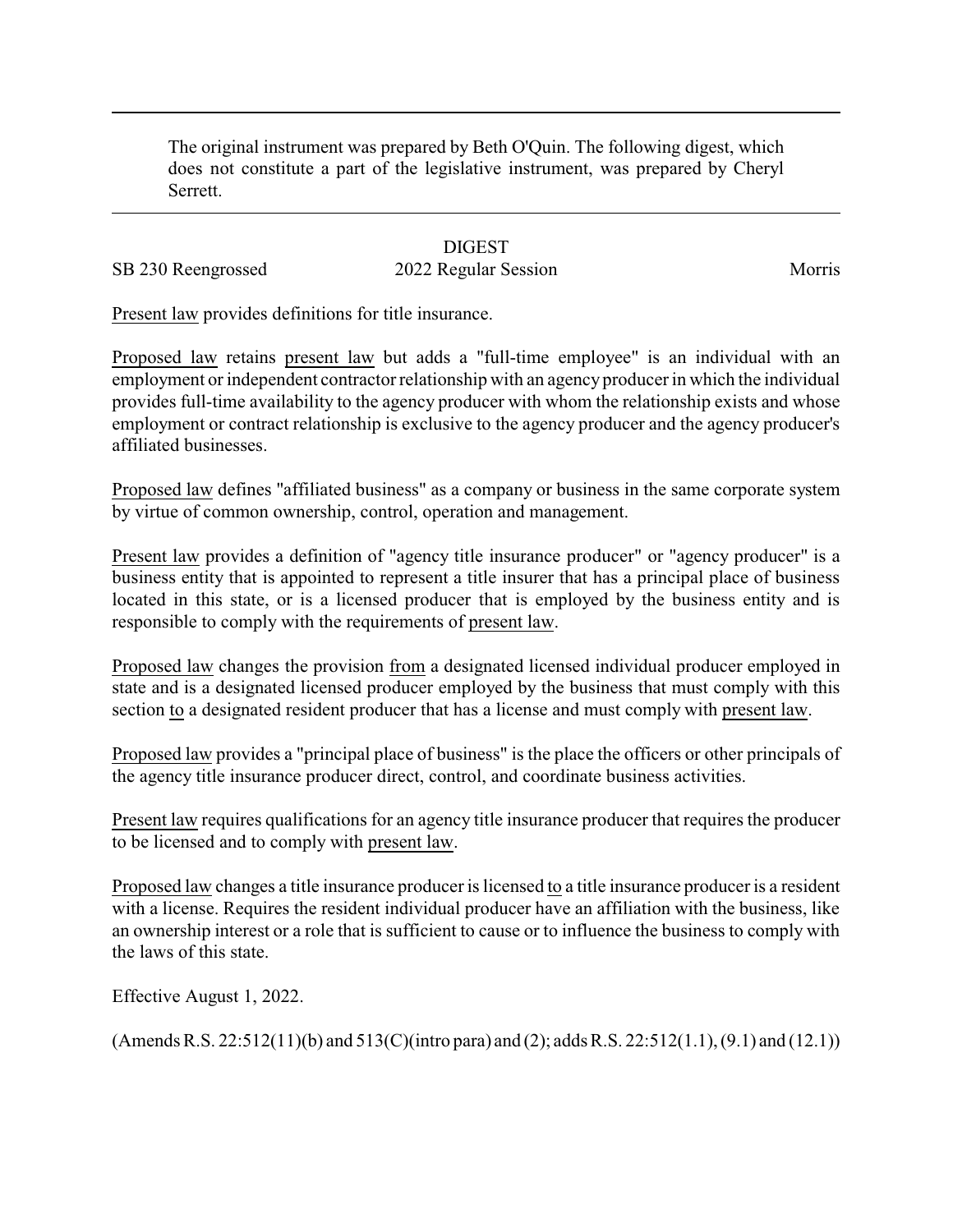The original instrument was prepared by Beth O'Quin. The following digest, which does not constitute a part of the legislative instrument, was prepared by Cheryl Serrett.

---

# DIGEST

SB 230 Reengrossed 2022 Regular Session Morris

Present law provides definitions for title insurance.

Proposed law retains present law but adds a "full-time employee" is an individual with an employment or independent contractor relationship with an agency producer in which the individual provides full-time availability to the agency producer with whom the relationship exists and whose employment or contract relationship is exclusive to the agency producer and the agency producer's affiliated businesses.

Proposed law defines "affiliated business" as a company or business in the same corporate system by virtue of common ownership, control, operation and management.

Present law provides a definition of "agency title insurance producer" or "agency producer" is a business entity that is appointed to represent a title insurer that has a principal place of business located in this state, or is a licensed producer that is employed by the business entity and is responsible to comply with the requirements of present law.

Proposed law changes the provision from a designated licensed individual producer employed in state and is a designated licensed producer employed by the business that must comply with this section to a designated resident producer that has a license and must comply with present law.

Proposed law provides a "principal place of business" is the place the officers or other principals of the agency title insurance producer direct, control, and coordinate business activities.

Present law requires qualifications for an agency title insurance producer that requires the producer to be licensed and to comply with present law.

Proposed law changes a title insurance producer is licensed to a title insurance producer is a resident with a license. Requires the resident individual producer have an affiliation with the business, like an ownership interest or a role that is sufficient to cause or to influence the business to comply with the laws of this state.

Effective August 1, 2022.

(Amends R.S. 22:512(11)(b) and 513(C)(intro para) and (2); adds R.S. 22:512(1.1), (9.1) and (12.1))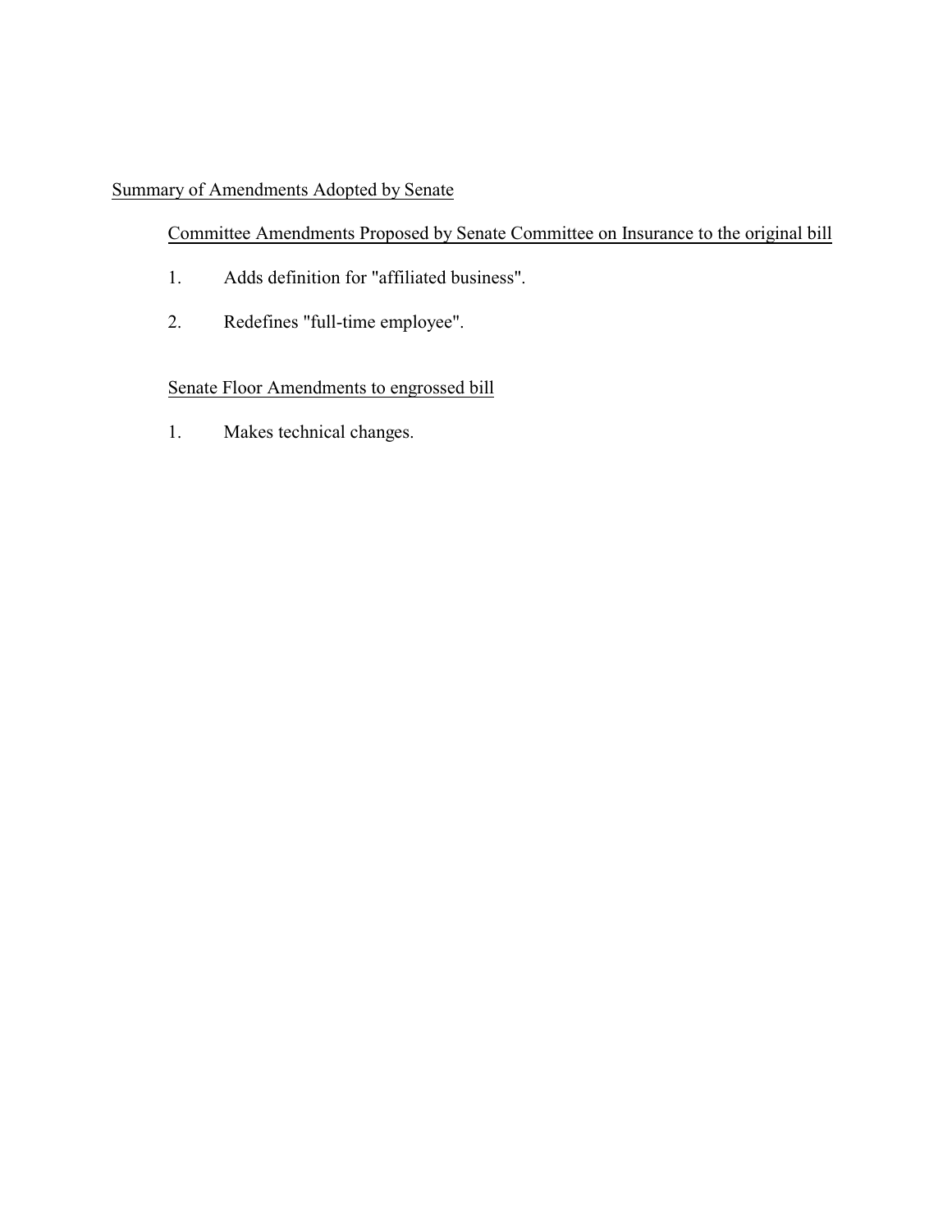Summary of Amendments Adopted by Senate

Committee Amendments Proposed by Senate Committee on Insurance to the original bill

1. Adds definition for "affiliated business".

2. Redefines "full-time employee".

Senate Floor Amendments to engrossed bill

1. Makes technical changes.